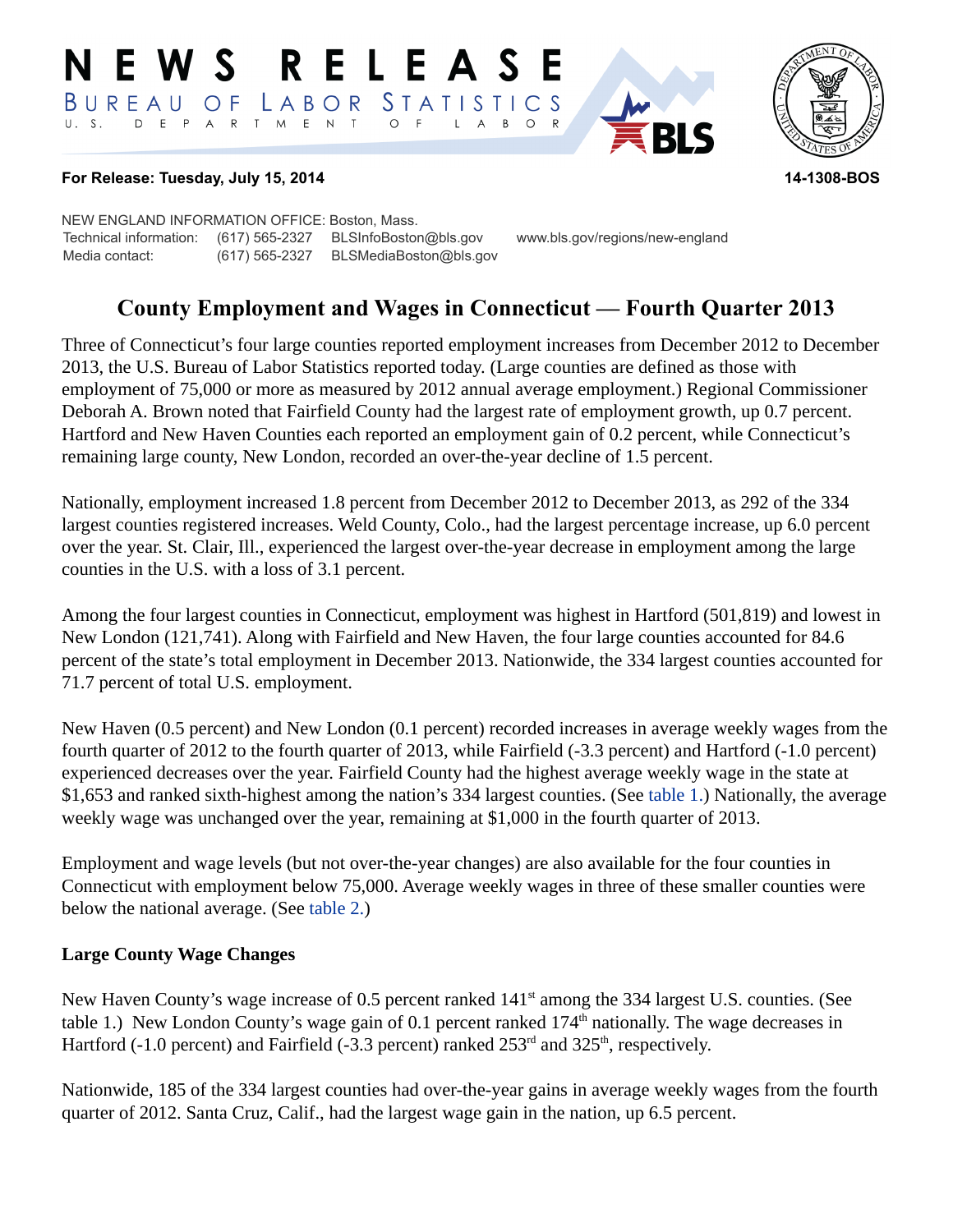# NEWS RELEASE

BUREAU OF LABOR STATISTICS

U. S. DEPARTMENT OF LABOR

**For Release: Tuesday, July 15, 2014** **14-1308-BOS**

NEW ENGLAND INFORMATION OFFICE: Boston, Mass.
Technical information: (617) 565-2327 BLSInfoBoston@bls.gov www.bls.gov/regions/new-england
Media contact: (617) 565-2327 BLSMediaBoston@bls.gov

## County Employment and Wages in Connecticut — Fourth Quarter 2013

Three of Connecticut's four large counties reported employment increases from December 2012 to December 2013, the U.S. Bureau of Labor Statistics reported today. (Large counties are defined as those with employment of 75,000 or more as measured by 2012 annual average employment.) Regional Commissioner Deborah A. Brown noted that Fairfield County had the largest rate of employment growth, up 0.7 percent. Hartford and New Haven Counties each reported an employment gain of 0.2 percent, while Connecticut's remaining large county, New London, recorded an over-the-year decline of 1.5 percent.

Nationally, employment increased 1.8 percent from December 2012 to December 2013, as 292 of the 334 largest counties registered increases. Weld County, Colo., had the largest percentage increase, up 6.0 percent over the year. St. Clair, Ill., experienced the largest over-the-year decrease in employment among the large counties in the U.S. with a loss of 3.1 percent.

Among the four largest counties in Connecticut, employment was highest in Hartford (501,819) and lowest in New London (121,741). Along with Fairfield and New Haven, the four large counties accounted for 84.6 percent of the state's total employment in December 2013. Nationwide, the 334 largest counties accounted for 71.7 percent of total U.S. employment.

New Haven (0.5 percent) and New London (0.1 percent) recorded increases in average weekly wages from the fourth quarter of 2012 to the fourth quarter of 2013, while Fairfield (-3.3 percent) and Hartford (-1.0 percent) experienced decreases over the year. Fairfield County had the highest average weekly wage in the state at $1,653 and ranked sixth-highest among the nation's 334 largest counties. (See table 1.) Nationally, the average weekly wage was unchanged over the year, remaining at $1,000 in the fourth quarter of 2013.

Employment and wage levels (but not over-the-year changes) are also available for the four counties in Connecticut with employment below 75,000. Average weekly wages in three of these smaller counties were below the national average. (See table 2.)

### Large County Wage Changes

New Haven County's wage increase of 0.5 percent ranked 141st among the 334 largest U.S. counties. (See table 1.) New London County's wage gain of 0.1 percent ranked 174th nationally. The wage decreases in Hartford (-1.0 percent) and Fairfield (-3.3 percent) ranked 253rd and 325th, respectively.

Nationwide, 185 of the 334 largest counties had over-the-year gains in average weekly wages from the fourth quarter of 2012. Santa Cruz, Calif., had the largest wage gain in the nation, up 6.5 percent.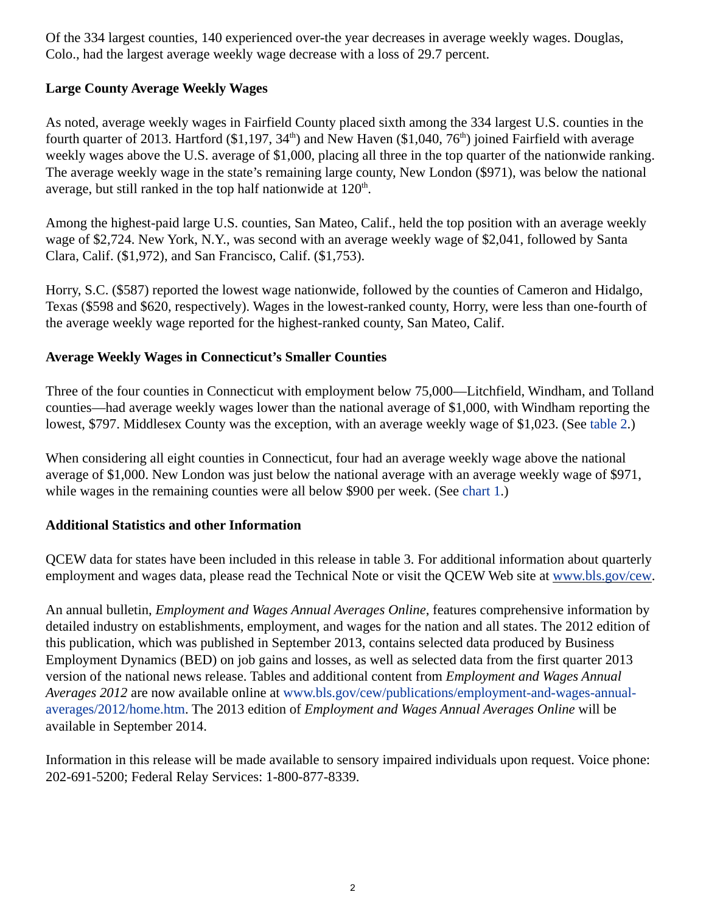Of the 334 largest counties, 140 experienced over-the year decreases in average weekly wages. Douglas, Colo., had the largest average weekly wage decrease with a loss of 29.7 percent.

**Large County Average Weekly Wages**

As noted, average weekly wages in Fairfield County placed sixth among the 334 largest U.S. counties in the fourth quarter of 2013. Hartford ($1,197, 34th) and New Haven ($1,040, 76th) joined Fairfield with average weekly wages above the U.S. average of $1,000, placing all three in the top quarter of the nationwide ranking. The average weekly wage in the state's remaining large county, New London ($971), was below the national average, but still ranked in the top half nationwide at 120th.

Among the highest-paid large U.S. counties, San Mateo, Calif., held the top position with an average weekly wage of $2,724. New York, N.Y., was second with an average weekly wage of $2,041, followed by Santa Clara, Calif. ($1,972), and San Francisco, Calif. ($1,753).

Horry, S.C. ($587) reported the lowest wage nationwide, followed by the counties of Cameron and Hidalgo, Texas ($598 and $620, respectively). Wages in the lowest-ranked county, Horry, were less than one-fourth of the average weekly wage reported for the highest-ranked county, San Mateo, Calif.

**Average Weekly Wages in Connecticut's Smaller Counties**

Three of the four counties in Connecticut with employment below 75,000—Litchfield, Windham, and Tolland counties—had average weekly wages lower than the national average of $1,000, with Windham reporting the lowest, $797. Middlesex County was the exception, with an average weekly wage of $1,023. (See table 2.)

When considering all eight counties in Connecticut, four had an average weekly wage above the national average of $1,000. New London was just below the national average with an average weekly wage of $971, while wages in the remaining counties were all below $900 per week. (See chart 1.)

**Additional Statistics and other Information**

QCEW data for states have been included in this release in table 3. For additional information about quarterly employment and wages data, please read the Technical Note or visit the QCEW Web site at www.bls.gov/cew.

An annual bulletin, *Employment and Wages Annual Averages Online*, features comprehensive information by detailed industry on establishments, employment, and wages for the nation and all states. The 2012 edition of this publication, which was published in September 2013, contains selected data produced by Business Employment Dynamics (BED) on job gains and losses, as well as selected data from the first quarter 2013 version of the national news release. Tables and additional content from *Employment and Wages Annual Averages 2012* are now available online at www.bls.gov/cew/publications/employment-and-wages-annual-averages/2012/home.htm. The 2013 edition of *Employment and Wages Annual Averages Online* will be available in September 2014.

Information in this release will be made available to sensory impaired individuals upon request. Voice phone: 202-691-5200; Federal Relay Services: 1-800-877-8339.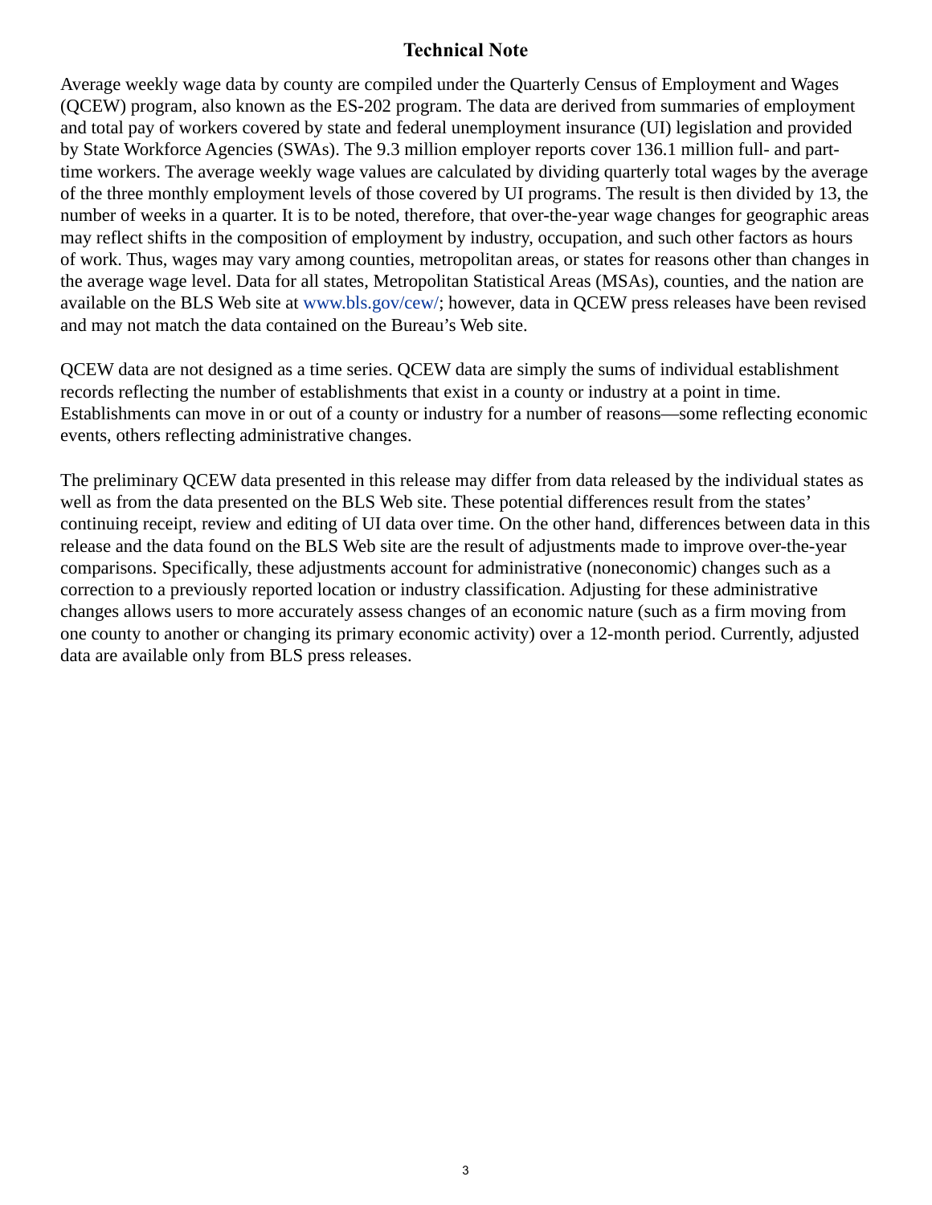# Technical Note

Average weekly wage data by county are compiled under the Quarterly Census of Employment and Wages (QCEW) program, also known as the ES-202 program. The data are derived from summaries of employment and total pay of workers covered by state and federal unemployment insurance (UI) legislation and provided by State Workforce Agencies (SWAs). The 9.3 million employer reports cover 136.1 million full- and part-time workers. The average weekly wage values are calculated by dividing quarterly total wages by the average of the three monthly employment levels of those covered by UI programs. The result is then divided by 13, the number of weeks in a quarter. It is to be noted, therefore, that over-the-year wage changes for geographic areas may reflect shifts in the composition of employment by industry, occupation, and such other factors as hours of work. Thus, wages may vary among counties, metropolitan areas, or states for reasons other than changes in the average wage level. Data for all states, Metropolitan Statistical Areas (MSAs), counties, and the nation are available on the BLS Web site at www.bls.gov/cew/; however, data in QCEW press releases have been revised and may not match the data contained on the Bureau's Web site.

QCEW data are not designed as a time series. QCEW data are simply the sums of individual establishment records reflecting the number of establishments that exist in a county or industry at a point in time. Establishments can move in or out of a county or industry for a number of reasons—some reflecting economic events, others reflecting administrative changes.

The preliminary QCEW data presented in this release may differ from data released by the individual states as well as from the data presented on the BLS Web site. These potential differences result from the states' continuing receipt, review and editing of UI data over time. On the other hand, differences between data in this release and the data found on the BLS Web site are the result of adjustments made to improve over-the-year comparisons. Specifically, these adjustments account for administrative (noneconomic) changes such as a correction to a previously reported location or industry classification. Adjusting for these administrative changes allows users to more accurately assess changes of an economic nature (such as a firm moving from one county to another or changing its primary economic activity) over a 12-month period. Currently, adjusted data are available only from BLS press releases.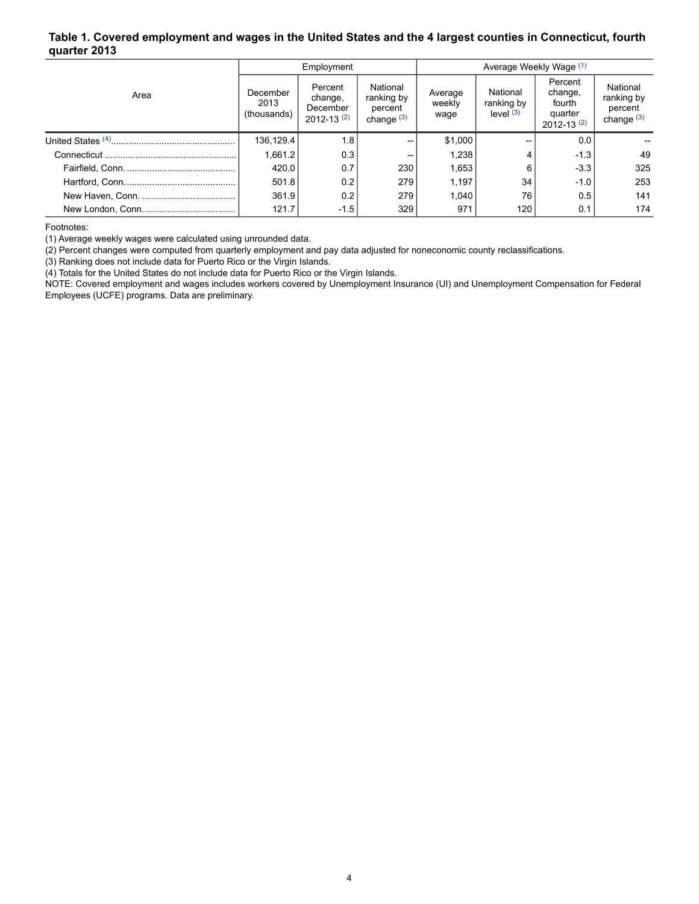**Table 1. Covered employment and wages in the United States and the 4 largest counties in Connecticut, fourth quarter 2013**

| Area | Employment | | | Average Weekly Wage [1] | | | |
|---|---|---|---|---|---|---|---|
| | December 2013 (thousands) | Percent change, December 2012-13 [2] | National ranking by percent change [3] | Average weekly wage | National ranking by level [3] | Percent change, fourth quarter 2012-13 [2] | National ranking by percent change [3] |
| United States [4] | 136,129.4 | 1.8 | -- | $1,000 | -- | 0.0 | -- |
| Connecticut | 1,661.2 | 0.3 | -- | 1,238 | 4 | -1.3 | 49 |
| Fairfield, Conn. | 420.0 | 0.7 | 230 | 1,653 | 6 | -3.3 | 325 |
| Hartford, Conn. | 501.8 | 0.2 | 279 | 1,197 | 34 | -1.0 | 253 |
| New Haven, Conn. | 361.9 | 0.2 | 279 | 1,040 | 76 | 0.5 | 141 |
| New London, Conn. | 121.7 | -1.5 | 329 | 971 | 120 | 0.1 | 174 |

Footnotes:
(1) Average weekly wages were calculated using unrounded data.
(2) Percent changes were computed from quarterly employment and pay data adjusted for noneconomic county reclassifications.
(3) Ranking does not include data for Puerto Rico or the Virgin Islands.
(4) Totals for the United States do not include data for Puerto Rico or the Virgin Islands.
NOTE: Covered employment and wages includes workers covered by Unemployment Insurance (UI) and Unemployment Compensation for Federal Employees (UCFE) programs. Data are preliminary.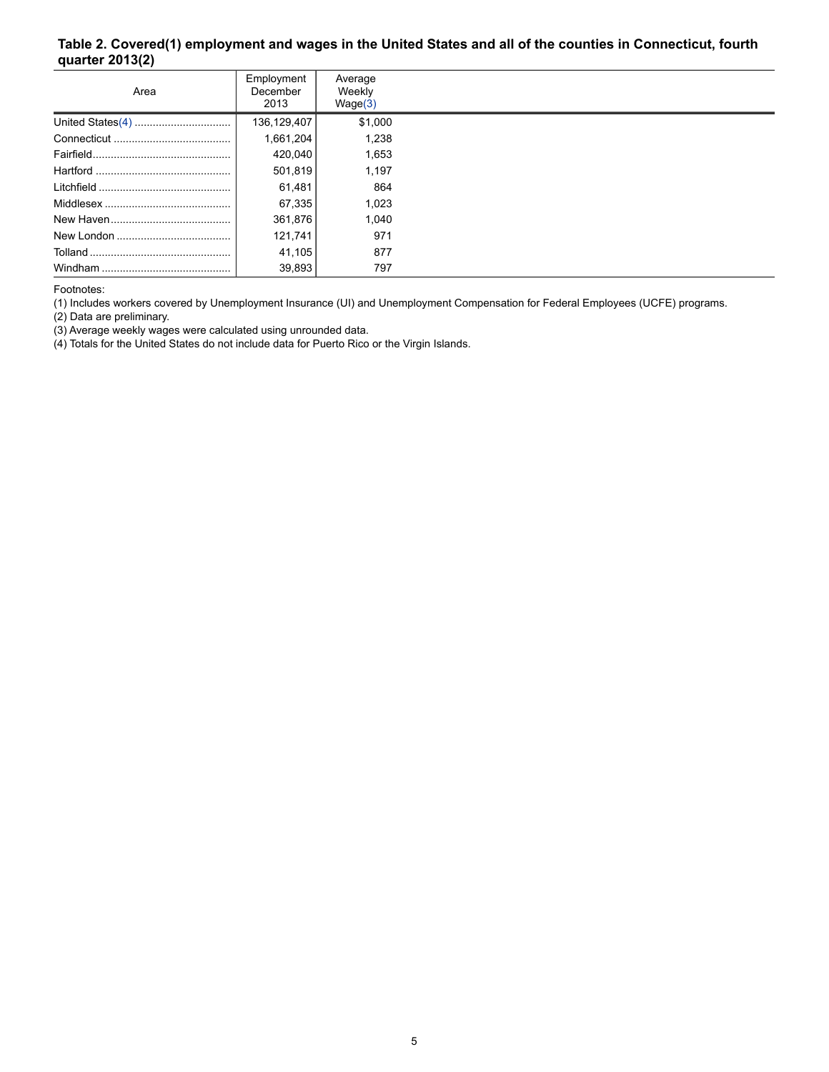### Table 2. Covered(1) employment and wages in the United States and all of the counties in Connecticut, fourth quarter 2013(2)

| Area | Employment December 2013 | Average Weekly Wage(3) |
|---|---|---|
| United States(4) | 136,129,407 | $1,000 |
| Connecticut | 1,661,204 | 1,238 |
| Fairfield | 420,040 | 1,653 |
| Hartford | 501,819 | 1,197 |
| Litchfield | 61,481 | 864 |
| Middlesex | 67,335 | 1,023 |
| New Haven | 361,876 | 1,040 |
| New London | 121,741 | 971 |
| Tolland | 41,105 | 877 |
| Windham | 39,893 | 797 |

Footnotes:
(1) Includes workers covered by Unemployment Insurance (UI) and Unemployment Compensation for Federal Employees (UCFE) programs.
(2) Data are preliminary.
(3) Average weekly wages were calculated using unrounded data.
(4) Totals for the United States do not include data for Puerto Rico or the Virgin Islands.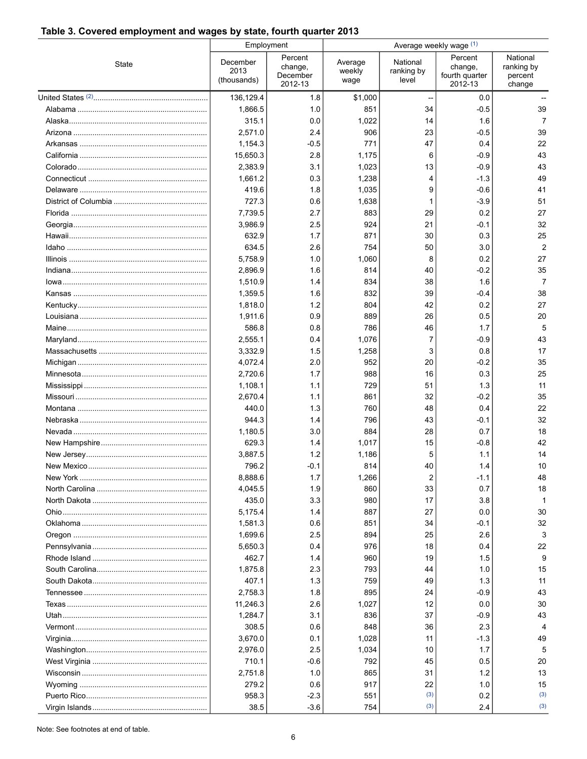## Table 3. Covered employment and wages by state, fourth quarter 2013

| State | Employment | | Average weekly wage [1] | | | |
|---|---|---|---|---|---|---|
| | December 2013 (thousands) | Percent change, December 2012-13 | Average weekly wage | National ranking by level | Percent change, fourth quarter 2012-13 | National ranking by percent change |
| United States [2] | 136,129.4 | 1.8 | $1,000 | -- | 0.0 | -- |
| Alabama | 1,866.5 | 1.0 | 851 | 34 | -0.5 | 39 |
| Alaska | 315.1 | 0.0 | 1,022 | 14 | 1.6 | 7 |
| Arizona | 2,571.0 | 2.4 | 906 | 23 | -0.5 | 39 |
| Arkansas | 1,154.3 | -0.5 | 771 | 47 | 0.4 | 22 |
| California | 15,650.3 | 2.8 | 1,175 | 6 | -0.9 | 43 |
| Colorado | 2,383.9 | 3.1 | 1,023 | 13 | -0.9 | 43 |
| Connecticut | 1,661.2 | 0.3 | 1,238 | 4 | -1.3 | 49 |
| Delaware | 419.6 | 1.8 | 1,035 | 9 | -0.6 | 41 |
| District of Columbia | 727.3 | 0.6 | 1,638 | 1 | -3.9 | 51 |
| Florida | 7,739.5 | 2.7 | 883 | 29 | 0.2 | 27 |
| Georgia | 3,986.9 | 2.5 | 924 | 21 | -0.1 | 32 |
| Hawaii | 632.9 | 1.7 | 871 | 30 | 0.3 | 25 |
| Idaho | 634.5 | 2.6 | 754 | 50 | 3.0 | 2 |
| Illinois | 5,758.9 | 1.0 | 1,060 | 8 | 0.2 | 27 |
| Indiana | 2,896.9 | 1.6 | 814 | 40 | -0.2 | 35 |
| Iowa | 1,510.9 | 1.4 | 834 | 38 | 1.6 | 7 |
| Kansas | 1,359.5 | 1.6 | 832 | 39 | -0.4 | 38 |
| Kentucky | 1,818.0 | 1.2 | 804 | 42 | 0.2 | 27 |
| Louisiana | 1,911.6 | 0.9 | 889 | 26 | 0.5 | 20 |
| Maine | 586.8 | 0.8 | 786 | 46 | 1.7 | 5 |
| Maryland | 2,555.1 | 0.4 | 1,076 | 7 | -0.9 | 43 |
| Massachusetts | 3,332.9 | 1.5 | 1,258 | 3 | 0.8 | 17 |
| Michigan | 4,072.4 | 2.0 | 952 | 20 | -0.2 | 35 |
| Minnesota | 2,720.6 | 1.7 | 988 | 16 | 0.3 | 25 |
| Mississippi | 1,108.1 | 1.1 | 729 | 51 | 1.3 | 11 |
| Missouri | 2,670.4 | 1.1 | 861 | 32 | -0.2 | 35 |
| Montana | 440.0 | 1.3 | 760 | 48 | 0.4 | 22 |
| Nebraska | 944.3 | 1.4 | 796 | 43 | -0.1 | 32 |
| Nevada | 1,180.5 | 3.0 | 884 | 28 | 0.7 | 18 |
| New Hampshire | 629.3 | 1.4 | 1,017 | 15 | -0.8 | 42 |
| New Jersey | 3,887.5 | 1.2 | 1,186 | 5 | 1.1 | 14 |
| New Mexico | 796.2 | -0.1 | 814 | 40 | 1.4 | 10 |
| New York | 8,888.6 | 1.7 | 1,266 | 2 | -1.1 | 48 |
| North Carolina | 4,045.5 | 1.9 | 860 | 33 | 0.7 | 18 |
| North Dakota | 435.0 | 3.3 | 980 | 17 | 3.8 | 1 |
| Ohio | 5,175.4 | 1.4 | 887 | 27 | 0.0 | 30 |
| Oklahoma | 1,581.3 | 0.6 | 851 | 34 | -0.1 | 32 |
| Oregon | 1,699.6 | 2.5 | 894 | 25 | 2.6 | 3 |
| Pennsylvania | 5,650.3 | 0.4 | 976 | 18 | 0.4 | 22 |
| Rhode Island | 462.7 | 1.4 | 960 | 19 | 1.5 | 9 |
| South Carolina | 1,875.8 | 2.3 | 793 | 44 | 1.0 | 15 |
| South Dakota | 407.1 | 1.3 | 759 | 49 | 1.3 | 11 |
| Tennessee | 2,758.3 | 1.8 | 895 | 24 | -0.9 | 43 |
| Texas | 11,246.3 | 2.6 | 1,027 | 12 | 0.0 | 30 |
| Utah | 1,284.7 | 3.1 | 836 | 37 | -0.9 | 43 |
| Vermont | 308.5 | 0.6 | 848 | 36 | 2.3 | 4 |
| Virginia | 3,670.0 | 0.1 | 1,028 | 11 | -1.3 | 49 |
| Washington | 2,976.0 | 2.5 | 1,034 | 10 | 1.7 | 5 |
| West Virginia | 710.1 | -0.6 | 792 | 45 | 0.5 | 20 |
| Wisconsin | 2,751.8 | 1.0 | 865 | 31 | 1.2 | 13 |
| Wyoming | 279.2 | 0.6 | 917 | 22 | 1.0 | 15 |
| Puerto Rico | 958.3 | -2.3 | 551 | [3] | 0.2 | [3] |
| Virgin Islands | 38.5 | -3.6 | 754 | [3] | 2.4 | [3] |

Note: See footnotes at end of table.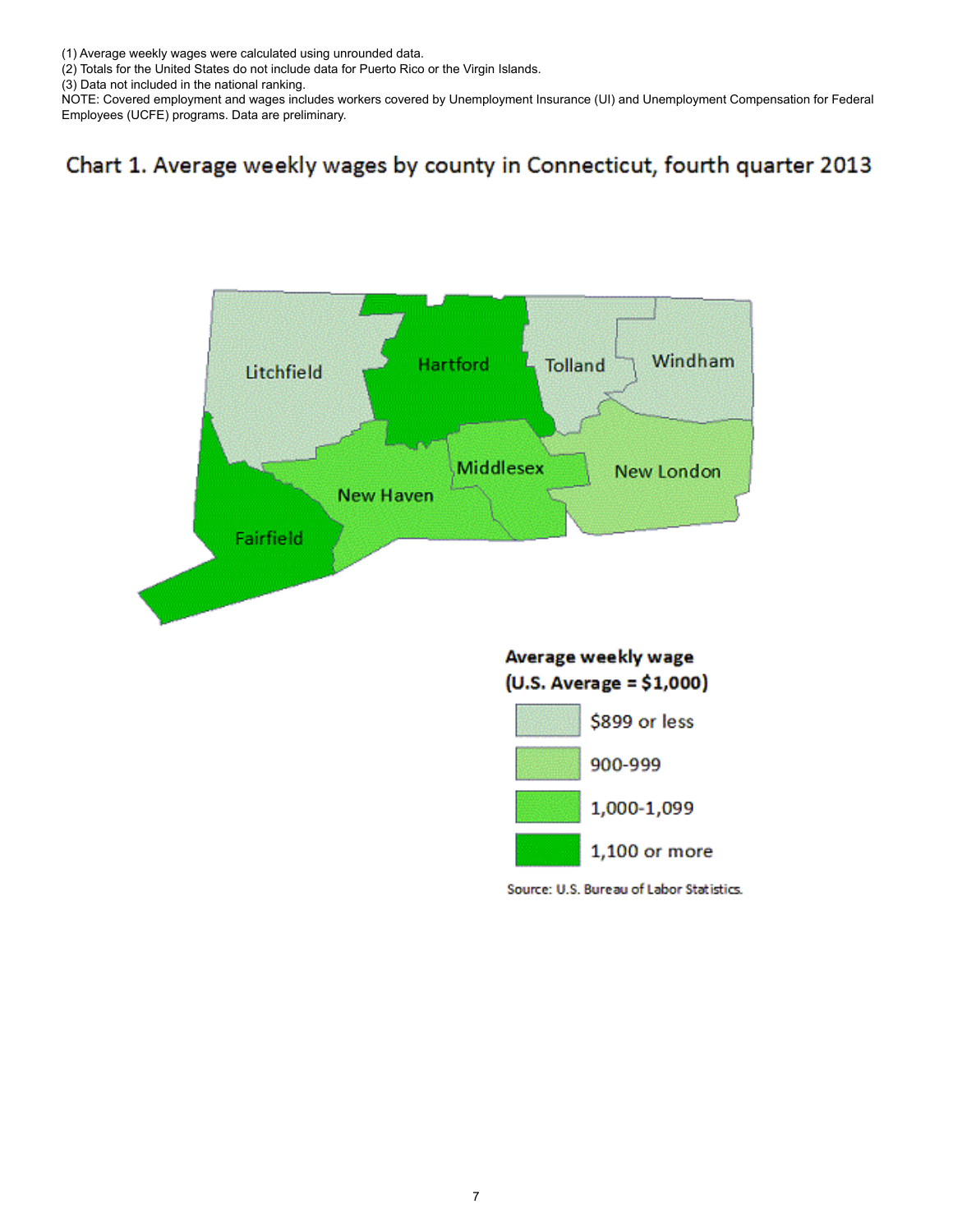(1) Average weekly wages were calculated using unrounded data.
(2) Totals for the United States do not include data for Puerto Rico or the Virgin Islands.
(3) Data not included in the national ranking.
NOTE: Covered employment and wages includes workers covered by Unemployment Insurance (UI) and Unemployment Compensation for Federal Employees (UCFE) programs. Data are preliminary.

## Chart 1. Average weekly wages by county in Connecticut, fourth quarter 2013

Litchfield
Hartford
Tolland
Windham
Middlesex
New London
New Haven
Fairfield

**Average weekly wage**
**(U.S. Average = $1,000)**

$899 or less
900-999
1,000-1,099
1,100 or more

Source: U.S. Bureau of Labor Statistics.